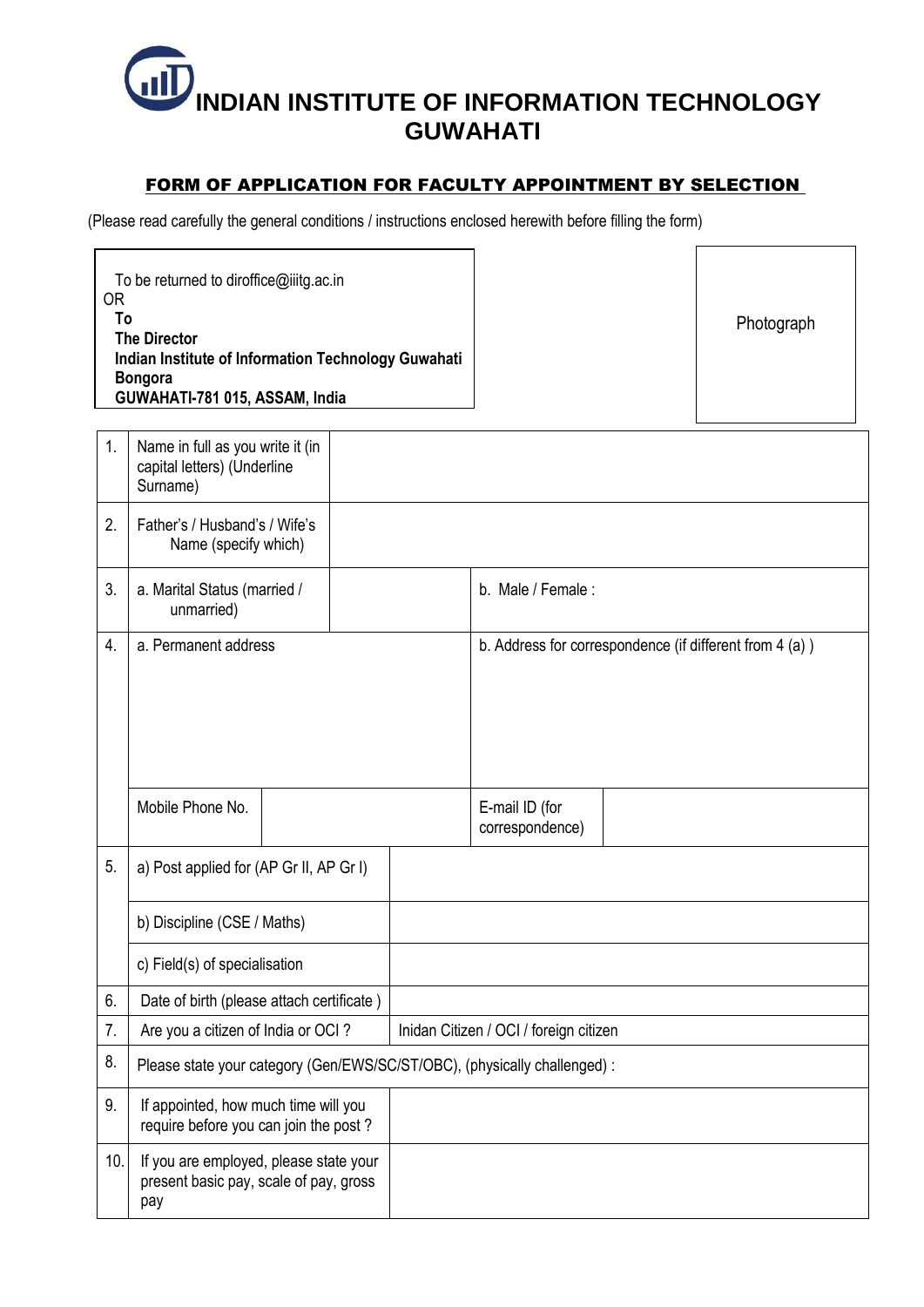# INDIAN INSTITUTE OF INFORMATION TECHNOLOGY GUWAHATI

## FORM OF APPLICATION FOR FACULTY APPOINTMENT BY SELECTION

(Please read carefully the general conditions / instructions enclosed herewith before filling the form)

To be returned to diroffice@iiitg.ac.in
OR
**To**
**The Director**
**Indian Institute of Information Technology Guwahati**
**Bongora**
**GUWAHATI-781 015, ASSAM, India**

Photograph

| | | | |
|---|---|---|---|
| 1. | Name in full as you write it (in capital letters) (Underline Surname) | | |
| 2. | Father's / Husband's / Wife's Name (specify which) | | |
| 3. | a. Marital Status (married / unmarried) | | b. Male / Female : |
| 4. | a. Permanent address | | b. Address for correspondence (if different from 4 (a) ) |
| | Mobile Phone No. | | E-mail ID (for correspondence) |
| 5. | a) Post applied for (AP Gr II, AP Gr I) | | |
| | b) Discipline (CSE / Maths) | | |
| | c) Field(s) of specialisation | | |
| 6. | Date of birth (please attach certificate ) | | |
| 7. | Are you a citizen of India or OCI ? | Inidan Citizen / OCI / foreign citizen | |
| 8. | Please state your category (Gen/EWS/SC/ST/OBC), (physically challenged) : | | |
| 9. | If appointed, how much time will you require before you can join the post ? | | |
| 10. | If you are employed, please state your present basic pay, scale of pay, gross pay | | |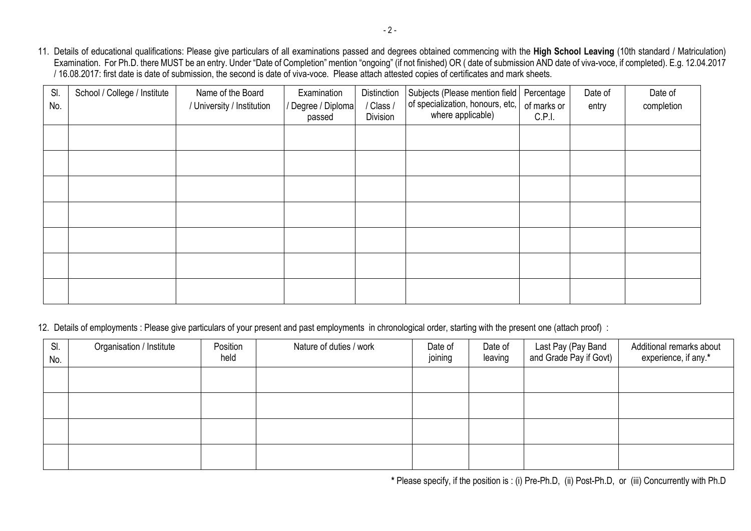11. Details of educational qualifications: Please give particulars of all examinations passed and degrees obtained commencing with the **High School Leaving** (10th standard / Matriculation) Examination. For Ph.D. there MUST be an entry. Under "Date of Completion" mention "ongoing" (if not finished) OR ( date of submission AND date of viva-voce, if completed). E.g. 12.04.2017 / 16.08.2017: first date is date of submission, the second is date of viva-voce. Please attach attested copies of certificates and mark sheets.

| Sl. No. | School / College / Institute | Name of the Board / University / Institution | Examination / Degree / Diploma passed | Distinction / Class / Division | Subjects (Please mention field of specialization, honours, etc, where applicable) | Percentage of marks or C.P.I. | Date of entry | Date of completion |
|---|---|---|---|---|---|---|---|---|
| | | | | | | | | |
| | | | | | | | | |
| | | | | | | | | |
| | | | | | | | | |
| | | | | | | | | |
| | | | | | | | | |
| | | | | | | | | |

12. Details of employments : Please give particulars of your present and past employments in chronological order, starting with the present one (attach proof) :

| Sl. No. | Organisation / Institute | Position held | Nature of duties / work | Date of joining | Date of leaving | Last Pay (Pay Band and Grade Pay if Govt) | Additional remarks about experience, if any.* |
|---|---|---|---|---|---|---|---|
| | | | | | | | |
| | | | | | | | |
| | | | | | | | |
| | | | | | | | |

**\*** Please specify, if the position is : (i) Pre-Ph.D, (ii) Post-Ph.D, or (iii) Concurrently with Ph.D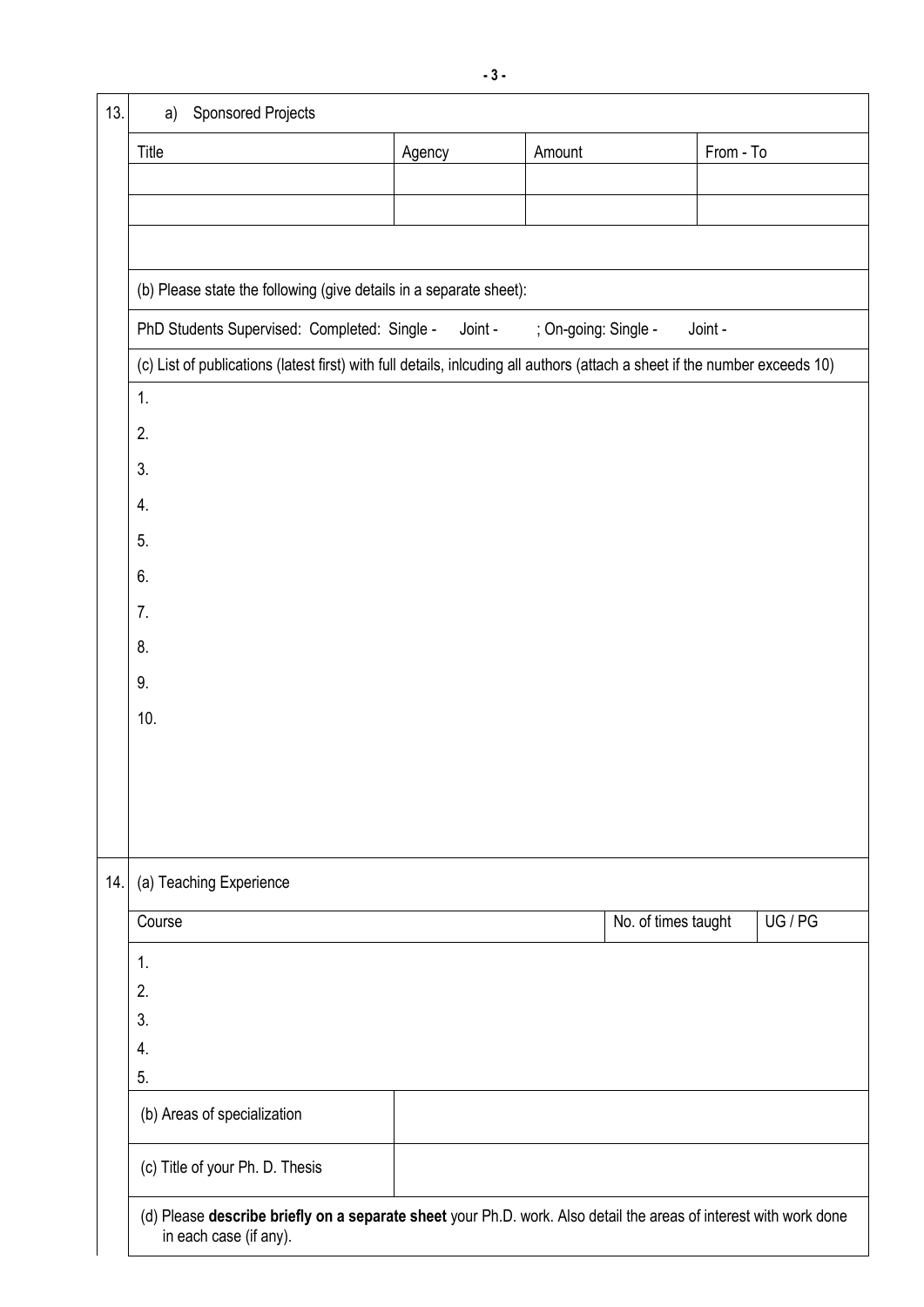13\. a) Sponsored Projects

| Title | Agency | Amount | From - To |
|---|---|---|---|
| | | | |
| | | | |

(b) Please state the following (give details in a separate sheet):

PhD Students Supervised: Completed: Single - Joint - ; On-going: Single - Joint -

(c) List of publications (latest first) with full details, inlcuding all authors (attach a sheet if the number exceeds 10)

1.
2.
3.
4.
5.
6.
7.
8.
9.
10.

14\. (a) Teaching Experience

| Course | No. of times taught | UG / PG |
|---|---|---|
| 1. | | |
| 2. | | |
| 3. | | |
| 4. | | |
| 5. | | |

| | |
|---|---|
| (b) Areas of specialization | |
| (c) Title of your Ph. D. Thesis | |

(d) Please **describe briefly on a separate sheet** your Ph.D. work. Also detail the areas of interest with work done in each case (if any).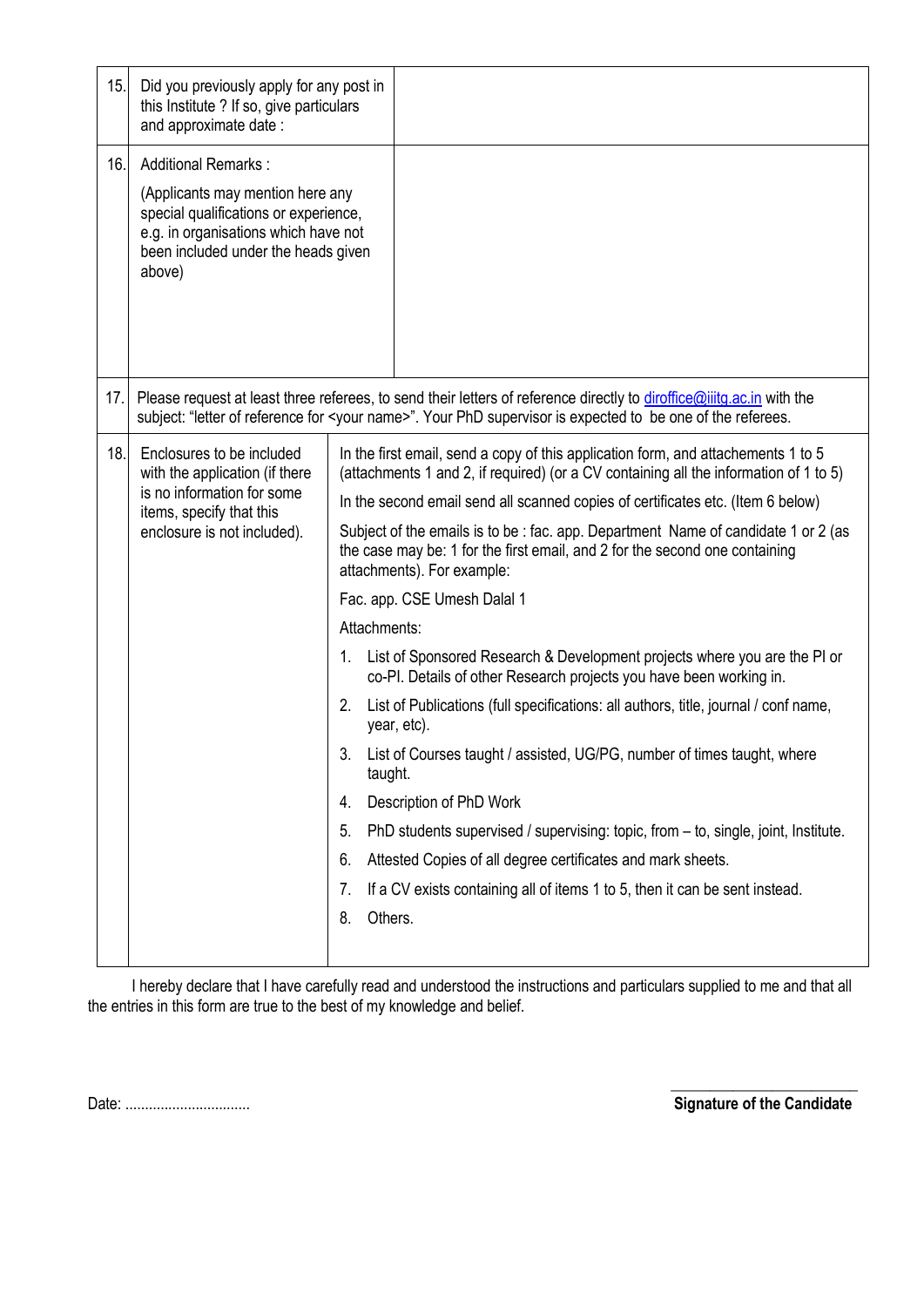| | | |
|---|---|---|
| 15. | Did you previously apply for any post in this Institute ? If so, give particulars and approximate date : | |
| 16. | Additional Remarks :<br><br>(Applicants may mention here any special qualifications or experience, e.g. in organisations which have not been included under the heads given above) | |
| 17. | Please request at least three referees, to send their letters of reference directly to diroffice@iiitg.ac.in with the subject: "letter of reference for <your name>". Your PhD supervisor is expected to be one of the referees. | |
| 18. | Enclosures to be included with the application (if there is no information for some items, specify that this enclosure is not included). | In the first email, send a copy of this application form, and attachements 1 to 5 (attachments 1 and 2, if required) (or a CV containing all the information of 1 to 5)<br><br>In the second email send all scanned copies of certificates etc. (Item 6 below)<br><br>Subject of the emails is to be : fac. app. Department Name of candidate 1 or 2 (as the case may be: 1 for the first email, and 2 for the second one containing attachments). For example:<br><br>Fac. app. CSE Umesh Dalal 1<br><br>Attachments:<br><br>1. List of Sponsored Research & Development projects where you are the PI or co-PI. Details of other Research projects you have been working in.<br>2. List of Publications (full specifications: all authors, title, journal / conf name, year, etc).<br>3. List of Courses taught / assisted, UG/PG, number of times taught, where taught.<br>4. Description of PhD Work<br>5. PhD students supervised / supervising: topic, from – to, single, joint, Institute.<br>6. Attested Copies of all degree certificates and mark sheets.<br>7. If a CV exists containing all of items 1 to 5, then it can be sent instead.<br>8. Others. |

I hereby declare that I have carefully read and understood the instructions and particulars supplied to me and that all the entries in this form are true to the best of my knowledge and belief.

Date: ................................

**Signature of the Candidate**